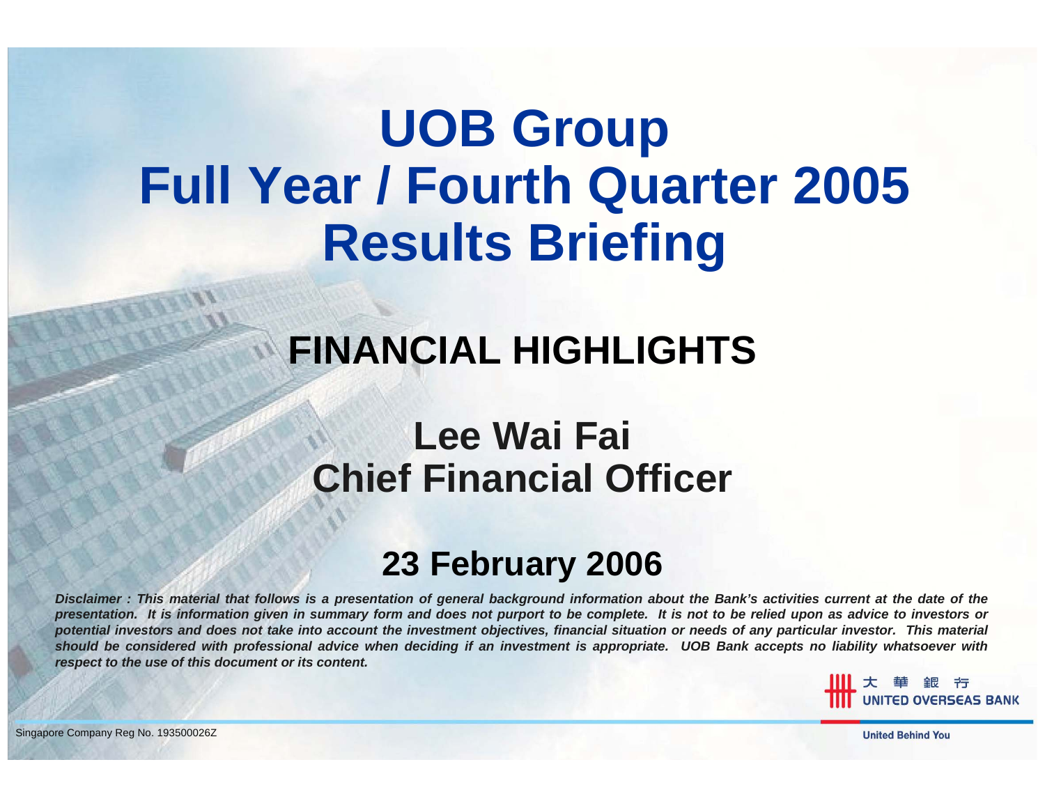# UOB Group
# Full Year / Fourth Quarter 2005
# Results Briefing

## FINANCIAL HIGHLIGHTS

## Lee Wai Fai
## Chief Financial Officer

## 23 February 2006

***Disclaimer : This material that follows is a presentation of general background information about the Bank's activities current at the date of the presentation. It is information given in summary form and does not purport to be complete. It is not to be relied upon as advice to investors or potential investors and does not take into account the investment objectives, financial situation or needs of any particular investor. This material should be considered with professional advice when deciding if an investment is appropriate. UOB Bank accepts no liability whatsoever with respect to the use of this document or its content.***

大華銀行 UNITED OVERSEAS BANK

Singapore Company Reg No. 193500026Z

United Behind You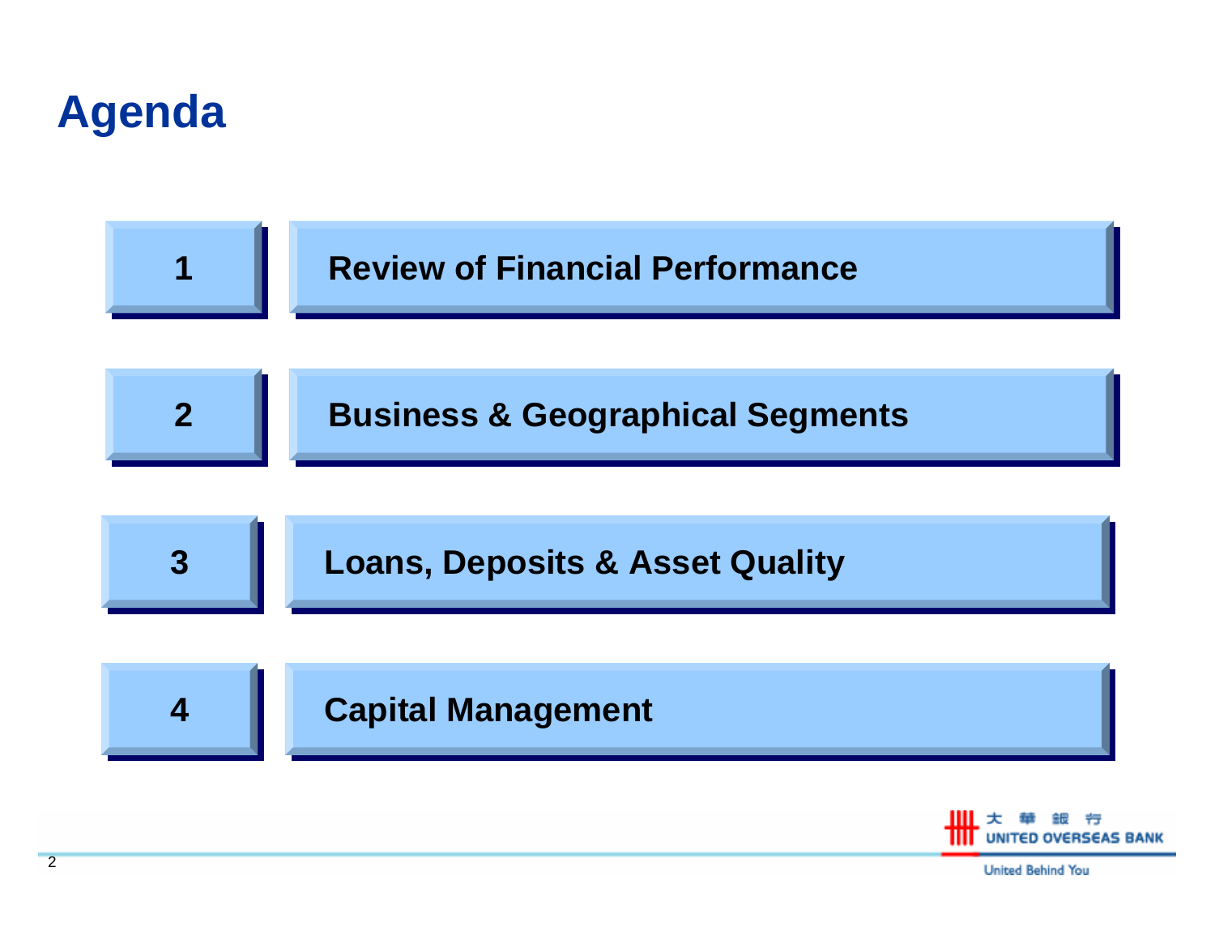# Agenda

1. Review of Financial Performance
2. Business & Geographical Segments
3. Loans, Deposits & Asset Quality
4. Capital Management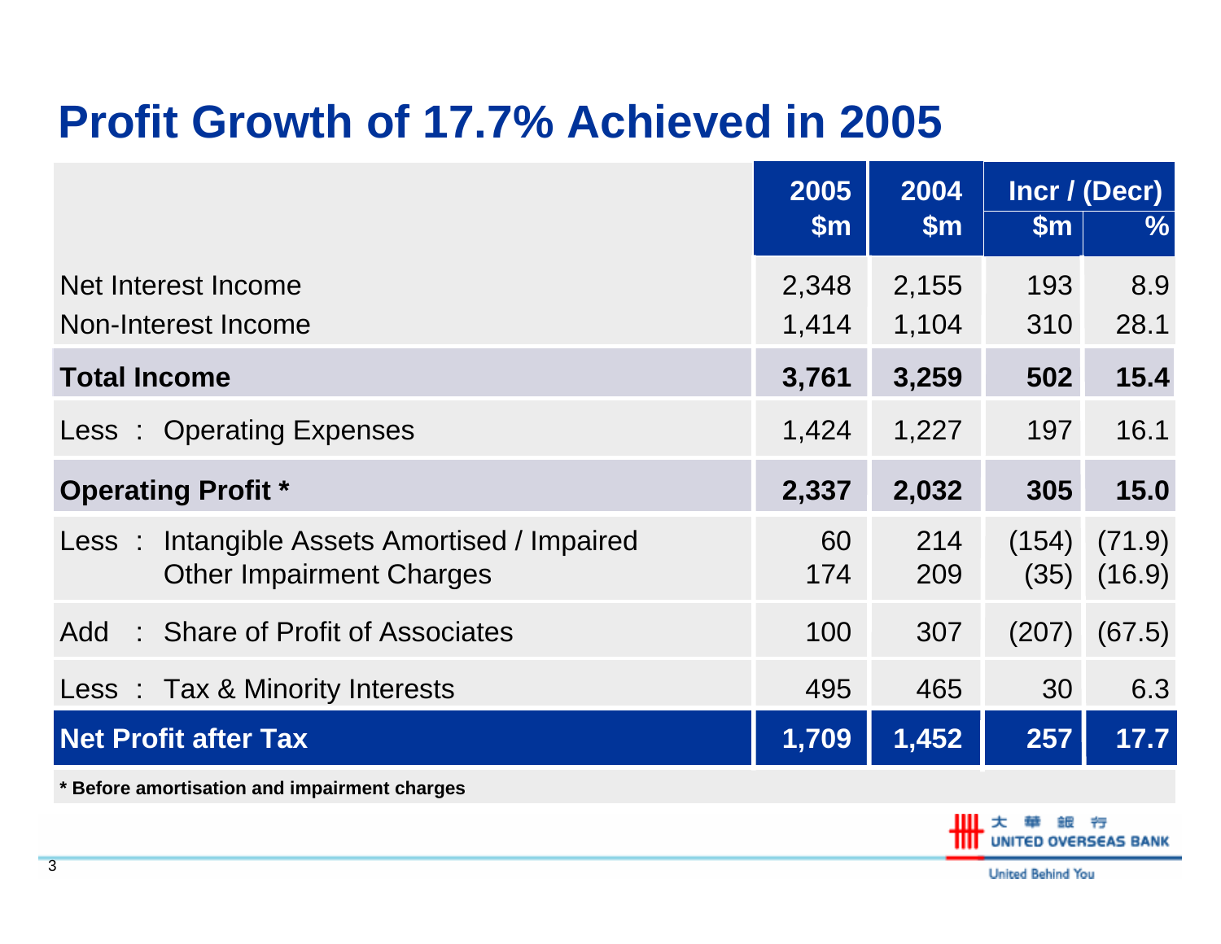# Profit Growth of 17.7% Achieved in 2005

| | 2005 | 2004 | Incr / (Decr) | |
|---|---|---|---|---|
| | $m | $m | $m | % |
| Net Interest Income | 2,348 | 2,155 | 193 | 8.9 |
| Non-Interest Income | 1,414 | 1,104 | 310 | 28.1 |
| **Total Income** | **3,761** | **3,259** | **502** | **15.4** |
| Less : Operating Expenses | 1,424 | 1,227 | 197 | 16.1 |
| **Operating Profit *** | **2,337** | **2,032** | **305** | **15.0** |
| Less : Intangible Assets Amortised / Impaired | 60 | 214 | (154) | (71.9) |
| Other Impairment Charges | 174 | 209 | (35) | (16.9) |
| Add : Share of Profit of Associates | 100 | 307 | (207) | (67.5) |
| Less : Tax & Minority Interests | 495 | 465 | 30 | 6.3 |
| **Net Profit after Tax** | **1,709** | **1,452** | **257** | **17.7** |

**\* Before amortisation and impairment charges**

大華銀行 UNITED OVERSEAS BANK

United Behind You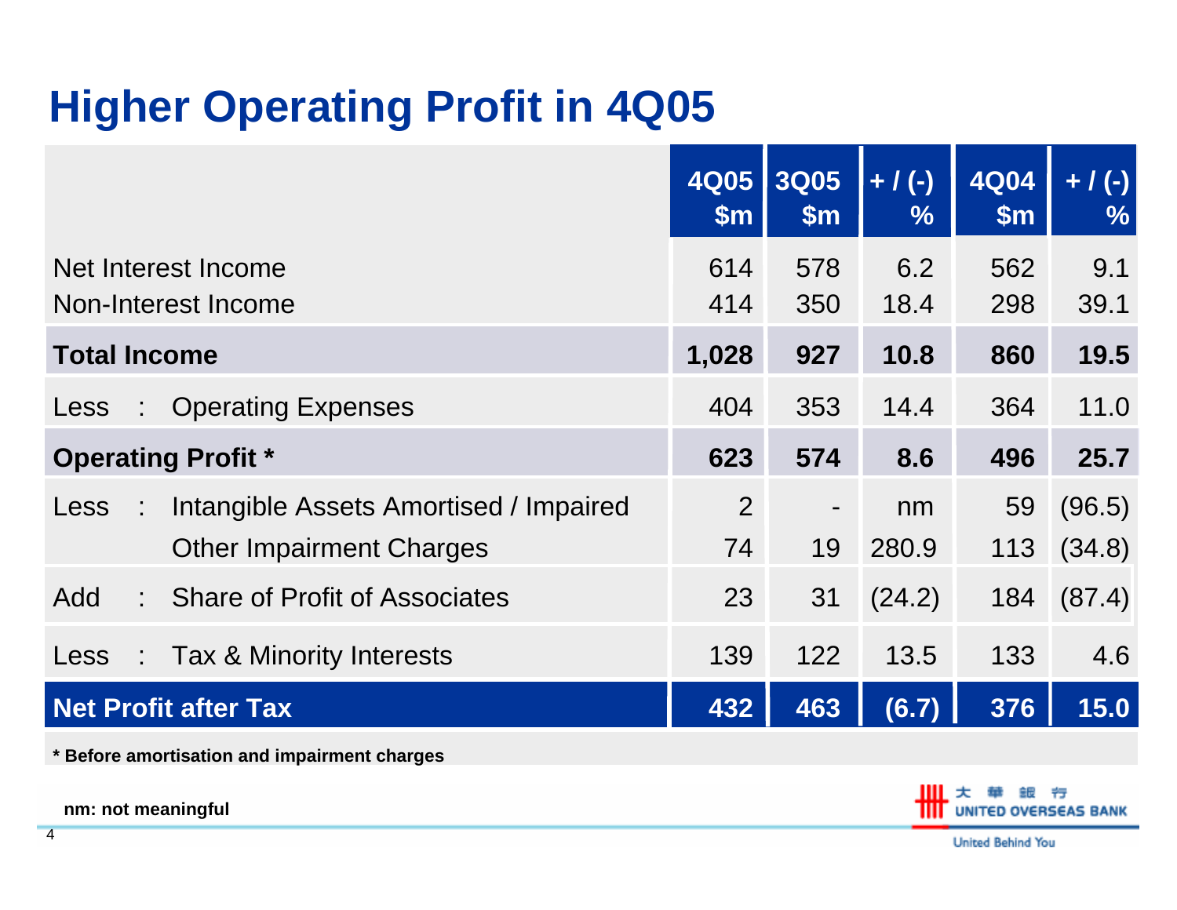# Higher Operating Profit in 4Q05

| | 4Q05 $m | 3Q05 $m | + / (-) % | 4Q04 $m | + / (-) % |
|---|---|---|---|---|---|
| Net Interest Income | 614 | 578 | 6.2 | 562 | 9.1 |
| Non-Interest Income | 414 | 350 | 18.4 | 298 | 39.1 |
| **Total Income** | **1,028** | **927** | **10.8** | **860** | **19.5** |
| Less : Operating Expenses | 404 | 353 | 14.4 | 364 | 11.0 |
| **Operating Profit *** | **623** | **574** | **8.6** | **496** | **25.7** |
| Less : Intangible Assets Amortised / Impaired | 2 | - | nm | 59 | (96.5) |
| Other Impairment Charges | 74 | 19 | 280.9 | 113 | (34.8) |
| Add : Share of Profit of Associates | 23 | 31 | (24.2) | 184 | (87.4) |
| Less : Tax & Minority Interests | 139 | 122 | 13.5 | 133 | 4.6 |
| **Net Profit after Tax** | **432** | **463** | **(6.7)** | **376** | **15.0** |

**\* Before amortisation and impairment charges**

**nm: not meaningful**

大華銀行 UNITED OVERSEAS BANK

United Behind You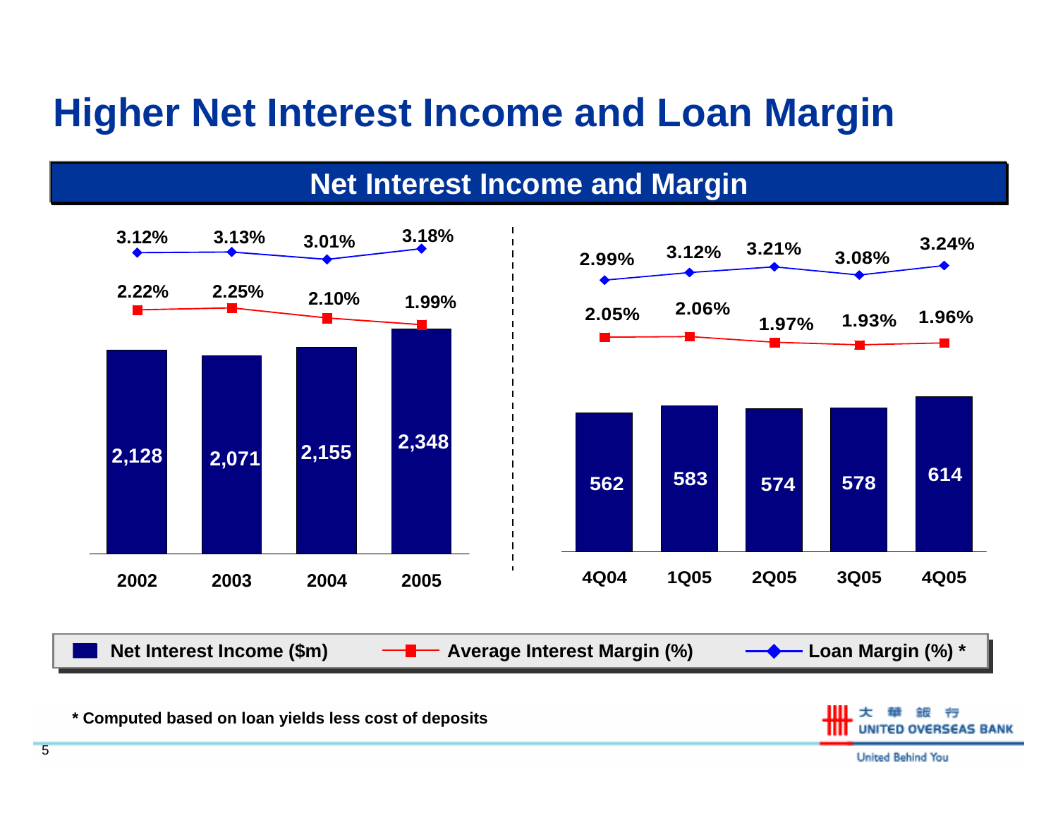# Higher Net Interest Income and Loan Margin

## Net Interest Income and Margin

| | 2002 | 2003 | 2004 | 2005 |
|---|---|---|---|---|
| Net Interest Income ($m) | 2,128 | 2,071 | 2,155 | 2,348 |
| Average Interest Margin (%) | 2.22% | 2.25% | 2.10% | 1.99% |
| Loan Margin (%) * | 3.12% | 3.13% | 3.01% | 3.18% |

| | 4Q04 | 1Q05 | 2Q05 | 3Q05 | 4Q05 |
|---|---|---|---|---|---|
| Net Interest Income ($m) | 562 | 583 | 574 | 578 | 614 |
| Average Interest Margin (%) | 2.05% | 2.06% | 1.97% | 1.93% | 1.96% |
| Loan Margin (%) * | 2.99% | 3.12% | 3.21% | 3.08% | 3.24% |

\* Computed based on loan yields less cost of deposits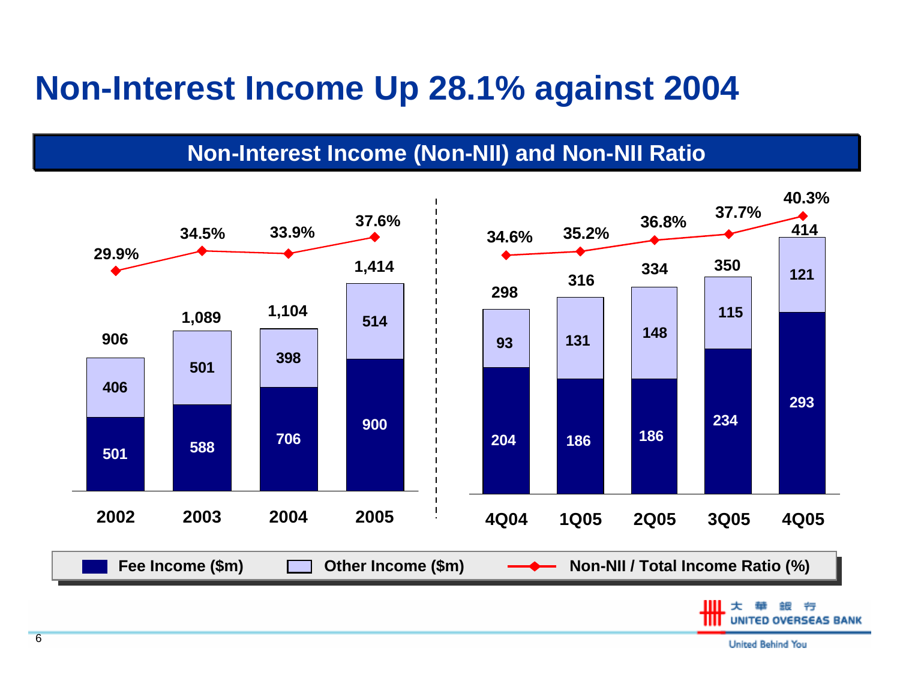# Non-Interest Income Up 28.1% against 2004

## Non-Interest Income (Non-NII) and Non-NII Ratio

| | 2002 | 2003 | 2004 | 2005 |
|---|---|---|---|---|
| Fee Income ($m) | 501 | 588 | 706 | 900 |
| Other Income ($m) | 406 | 501 | 398 | 514 |
| Total | 906 | 1,089 | 1,104 | 1,414 |
| Non-NII / Total Income Ratio (%) | 29.9% | 34.5% | 33.9% | 37.6% |

| | 4Q04 | 1Q05 | 2Q05 | 3Q05 | 4Q05 |
|---|---|---|---|---|---|
| Fee Income ($m) | 204 | 186 | 186 | 234 | 293 |
| Other Income ($m) | 93 | 131 | 148 | 115 | 121 |
| Total | 298 | 316 | 334 | 350 | 414 |
| Non-NII / Total Income Ratio (%) | 34.6% | 35.2% | 36.8% | 37.7% | 40.3% |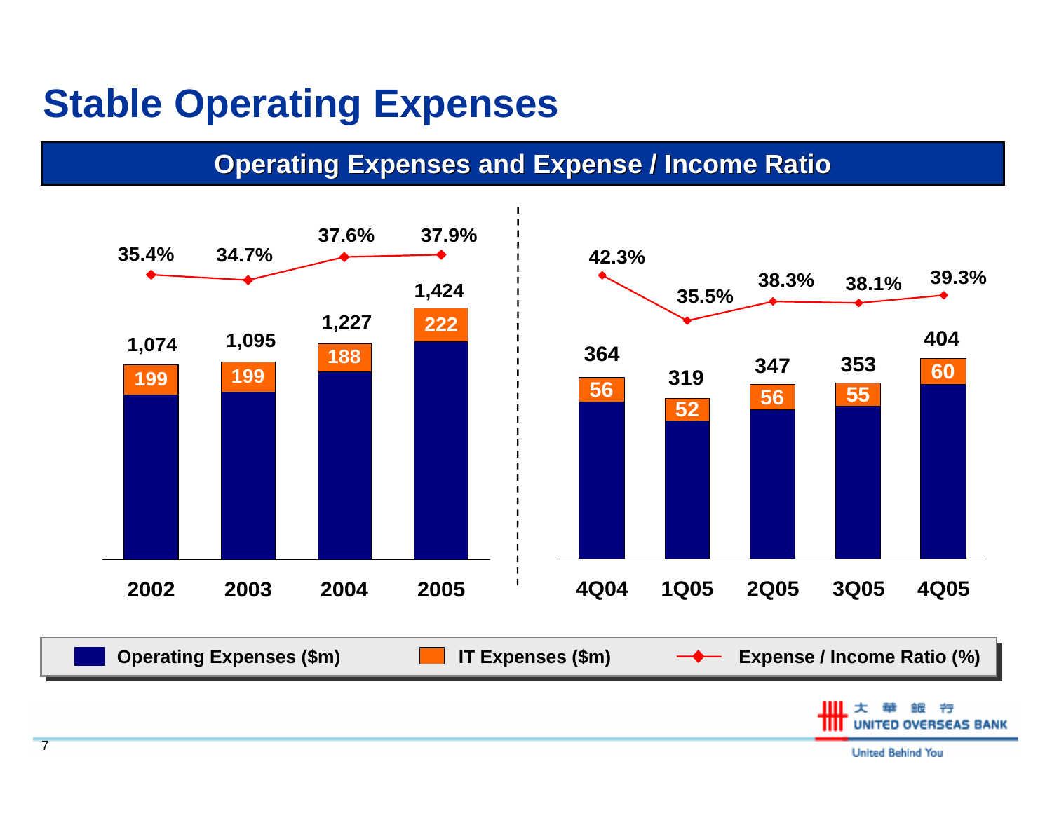# Stable Operating Expenses

## Operating Expenses and Expense / Income Ratio

| Period | Operating Expenses ($m) | IT Expenses ($m) | Expense / Income Ratio (%) |
|---|---|---|---|
| 2002 | 1,074 | 199 | 35.4% |
| 2003 | 1,095 | 199 | 34.7% |
| 2004 | 1,227 | 188 | 37.6% |
| 2005 | 1,424 | 222 | 37.9% |
| 4Q04 | 364 | 56 | 42.3% |
| 1Q05 | 319 | 52 | 35.5% |
| 2Q05 | 347 | 56 | 38.3% |
| 3Q05 | 353 | 55 | 38.1% |
| 4Q05 | 404 | 60 | 39.3% |

大華銀行 UNITED OVERSEAS BANK

United Behind You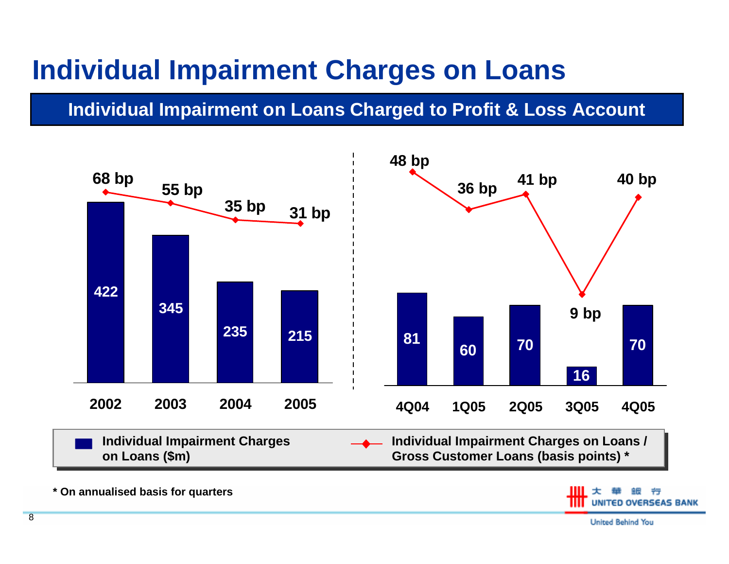# Individual Impairment Charges on Loans

## Individual Impairment on Loans Charged to Profit & Loss Account

| Period | Individual Impairment Charges on Loans ($m) | Individual Impairment Charges on Loans / Gross Customer Loans (basis points) * |
|---|---|---|
| 2002 | 422 | 68 bp |
| 2003 | 345 | 55 bp |
| 2004 | 235 | 35 bp |
| 2005 | 215 | 31 bp |
| 4Q04 | 81 | 48 bp |
| 1Q05 | 60 | 36 bp |
| 2Q05 | 70 | 41 bp |
| 3Q05 | 16 | 9 bp |
| 4Q05 | 70 | 40 bp |

\* On annualised basis for quarters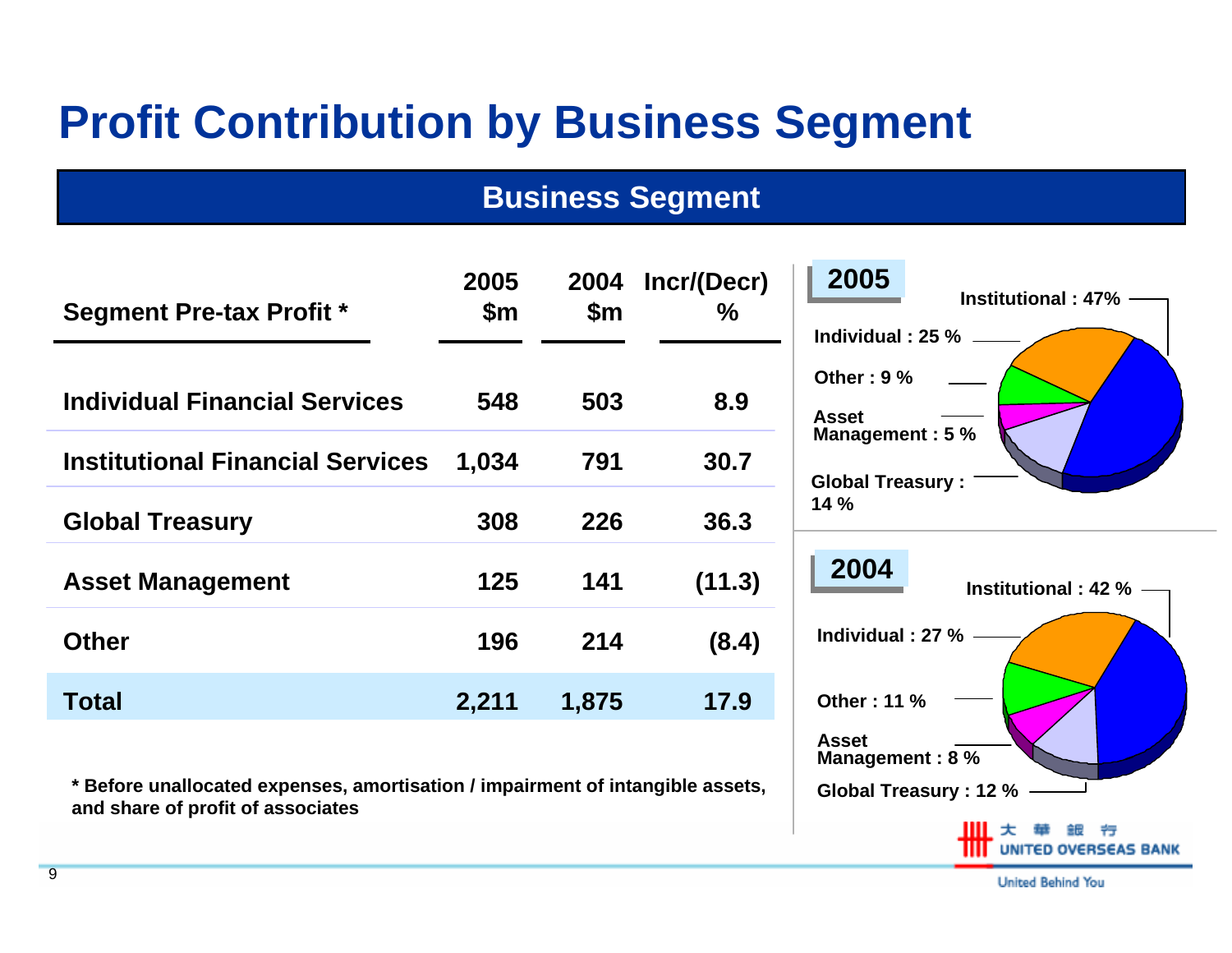# Profit Contribution by Business Segment

## Business Segment

| Segment Pre-tax Profit * | 2005 $m | 2004 $m | Incr/(Decr) % |
|---|---|---|---|
| Individual Financial Services | 548 | 503 | 8.9 |
| Institutional Financial Services | 1,034 | 791 | 30.7 |
| Global Treasury | 308 | 226 | 36.3 |
| Asset Management | 125 | 141 | (11.3) |
| Other | 196 | 214 | (8.4) |
| **Total** | **2,211** | **1,875** | **17.9** |

* Before unallocated expenses, amortisation / impairment of intangible assets, and share of profit of associates

**2005**

- Institutional : 47%
- Individual : 25 %
- Other : 9 %
- Asset Management : 5 %
- Global Treasury : 14 %

**2004**

- Institutional : 42 %
- Individual : 27 %
- Other : 11 %
- Asset Management : 8 %
- Global Treasury : 12 %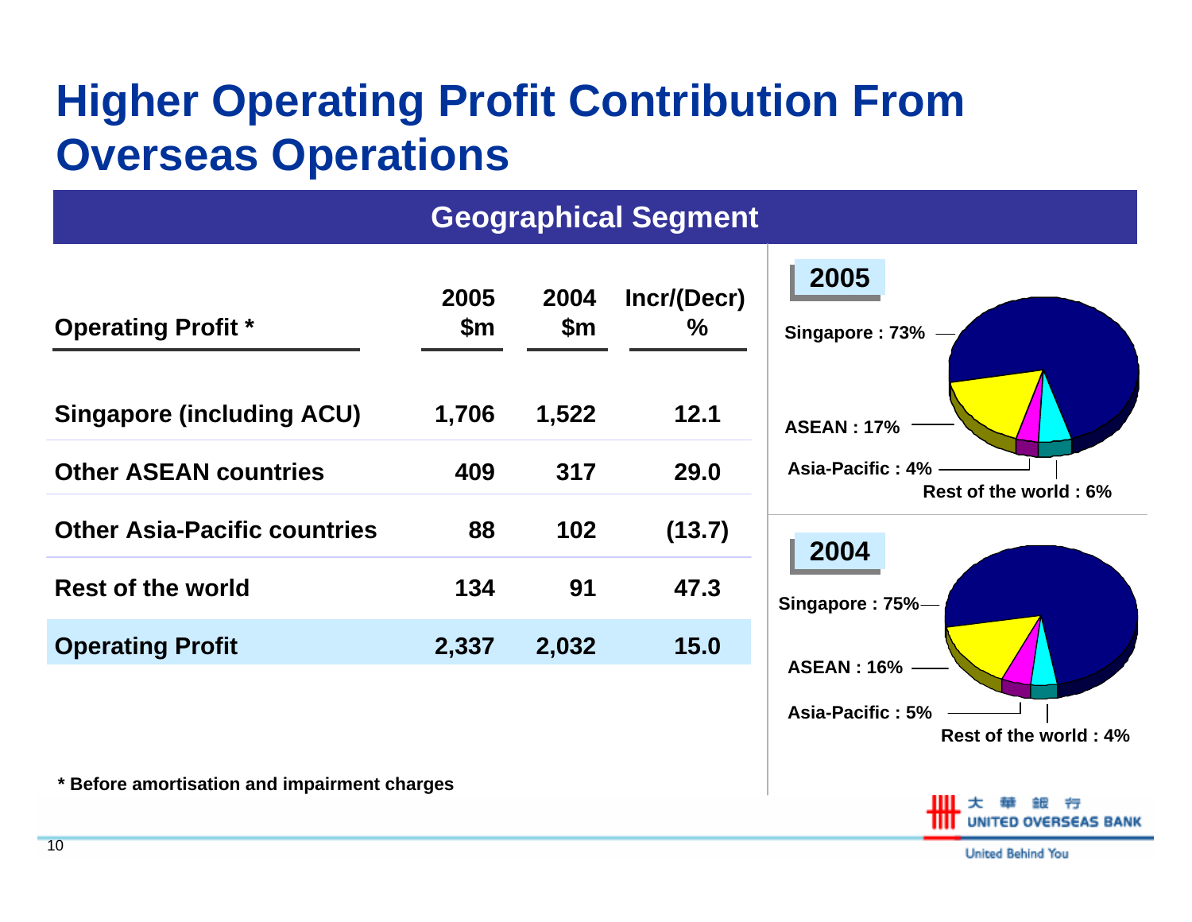# Higher Operating Profit Contribution From Overseas Operations

## Geographical Segment

| Operating Profit * | 2005 $m | 2004 $m | Incr/(Decr) % |
|---|---|---|---|
| Singapore (including ACU) | 1,706 | 1,522 | 12.1 |
| Other ASEAN countries | 409 | 317 | 29.0 |
| Other Asia-Pacific countries | 88 | 102 | (13.7) |
| Rest of the world | 134 | 91 | 47.3 |
| **Operating Profit** | **2,337** | **2,032** | **15.0** |

**2005**

- Singapore : 73%
- ASEAN : 17%
- Asia-Pacific : 4%
- Rest of the world : 6%

**2004**

- Singapore : 75%
- ASEAN : 16%
- Asia-Pacific : 5%
- Rest of the world : 4%

\* Before amortisation and impairment charges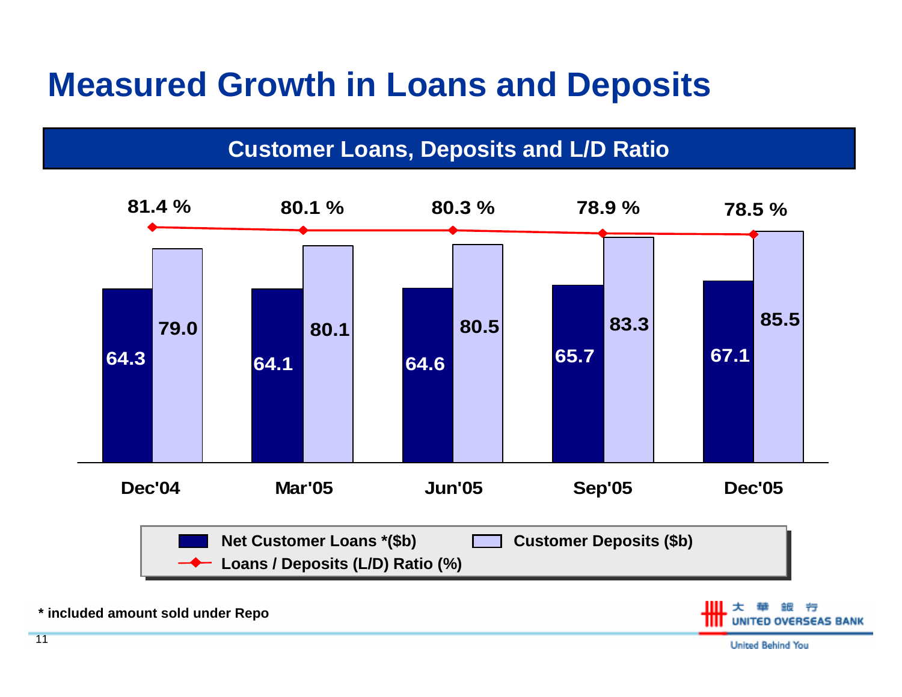# Measured Growth in Loans and Deposits

## Customer Loans, Deposits and L/D Ratio

| | Dec'04 | Mar'05 | Jun'05 | Sep'05 | Dec'05 |
|---|---|---|---|---|---|
| Net Customer Loans *($b) | 64.3 | 64.1 | 64.6 | 65.7 | 67.1 |
| Customer Deposits ($b) | 79.0 | 80.1 | 80.5 | 83.3 | 85.5 |
| Loans / Deposits (L/D) Ratio (%) | 81.4 % | 80.1 % | 80.3 % | 78.9 % | 78.5 % |

\* included amount sold under Repo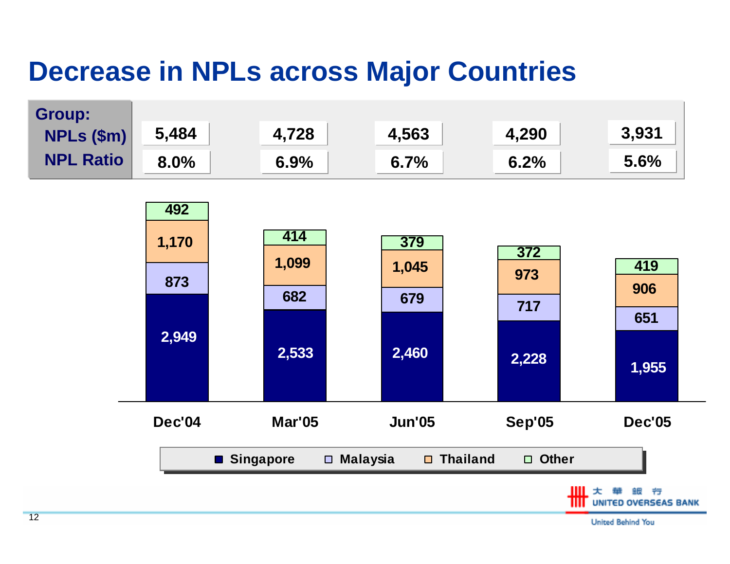# Decrease in NPLs across Major Countries

| Group: | Dec'04 | Mar'05 | Jun'05 | Sep'05 | Dec'05 |
|---|---|---|---|---|---|
| NPLs ($m) | 5,484 | 4,728 | 4,563 | 4,290 | 3,931 |
| NPL Ratio | 8.0% | 6.9% | 6.7% | 6.2% | 5.6% |

| | Dec'04 | Mar'05 | Jun'05 | Sep'05 | Dec'05 |
|---|---|---|---|---|---|
| Singapore | 2,949 | 2,533 | 2,460 | 2,228 | 1,955 |
| Malaysia | 873 | 682 | 679 | 717 | 651 |
| Thailand | 1,170 | 1,099 | 1,045 | 973 | 906 |
| Other | 492 | 414 | 379 | 372 | 419 |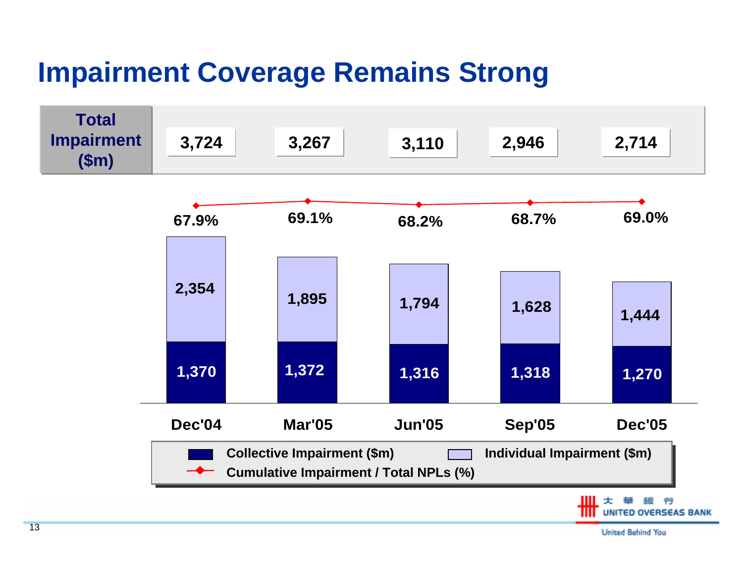# Impairment Coverage Remains Strong

| | Dec'04 | Mar'05 | Jun'05 | Sep'05 | Dec'05 |
|---|---|---|---|---|---|
| Total Impairment ($m) | 3,724 | 3,267 | 3,110 | 2,946 | 2,714 |
| Individual Impairment ($m) | 2,354 | 1,895 | 1,794 | 1,628 | 1,444 |
| Collective Impairment ($m) | 1,370 | 1,372 | 1,316 | 1,318 | 1,270 |
| Cumulative Impairment / Total NPLs (%) | 67.9% | 69.1% | 68.2% | 68.7% | 69.0% |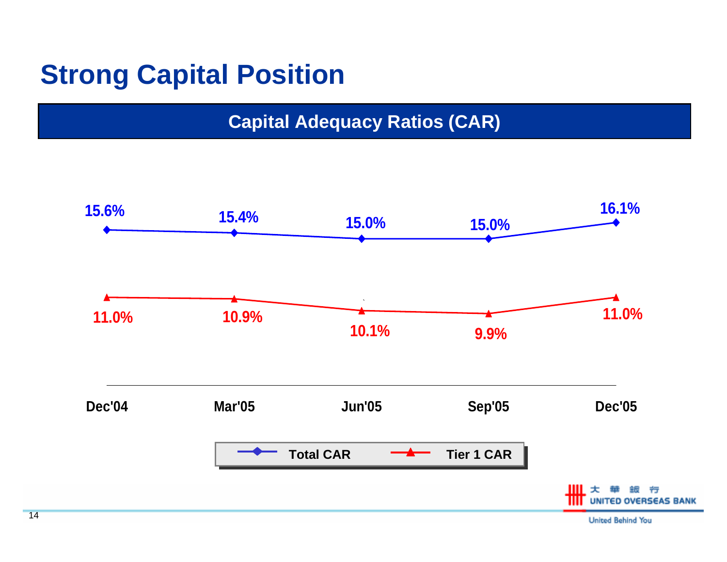# Strong Capital Position

## Capital Adequacy Ratios (CAR)

| | Dec'04 | Mar'05 | Jun'05 | Sep'05 | Dec'05 |
|---|---|---|---|---|---|
| Total CAR | 15.6% | 15.4% | 15.0% | 15.0% | 16.1% |
| Tier 1 CAR | 11.0% | 10.9% | 10.1% | 9.9% | 11.0% |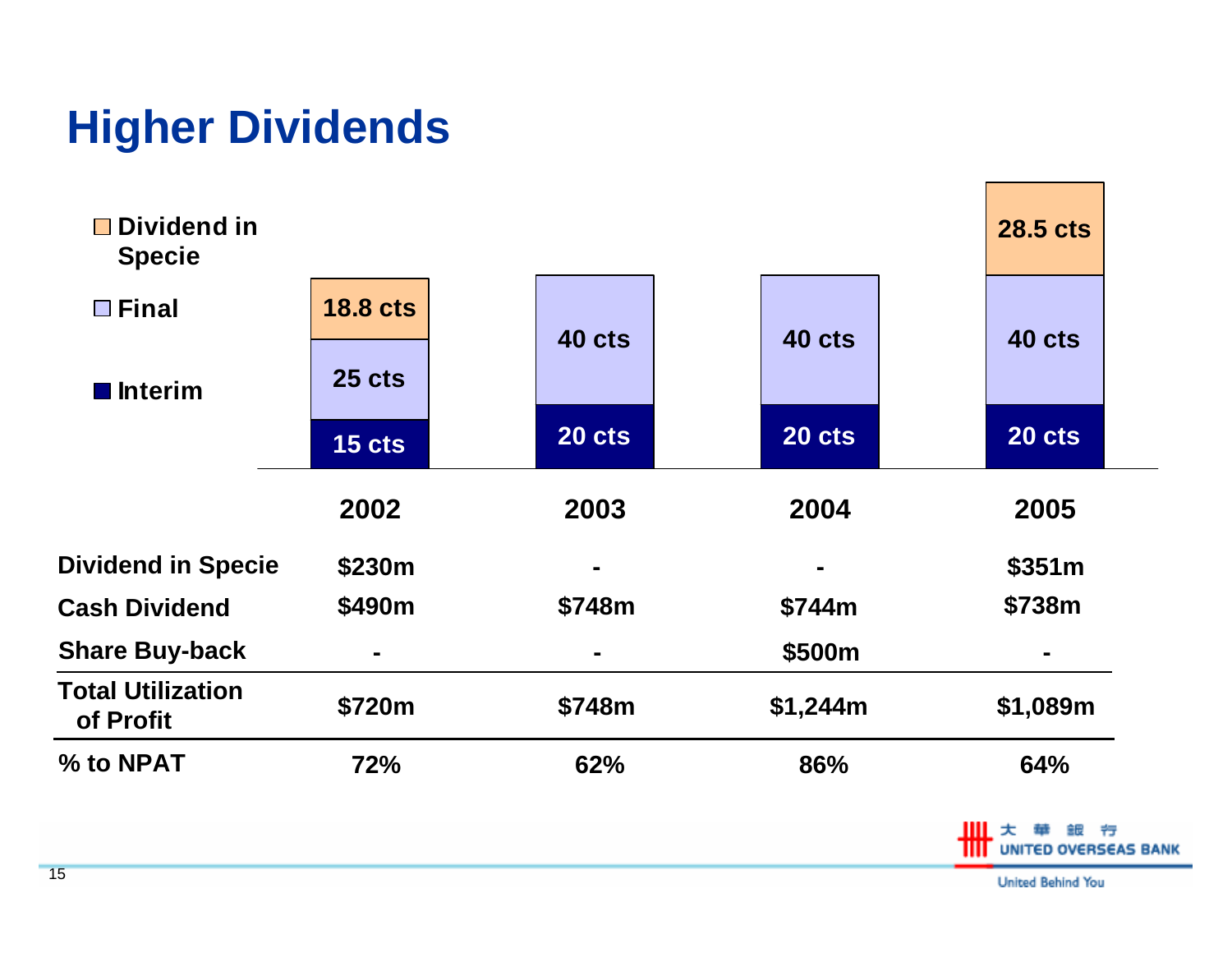# Higher Dividends

| | 2002 | 2003 | 2004 | 2005 |
|---|---|---|---|---|
| Dividend in Specie | 18.8 cts | | | 28.5 cts |
| Final | 25 cts | 40 cts | 40 cts | 40 cts |
| Interim | 15 cts | 20 cts | 20 cts | 20 cts |

| | 2002 | 2003 | 2004 | 2005 |
|---|---|---|---|---|
| Dividend in Specie | $230m | - | - | $351m |
| Cash Dividend | $490m | $748m | $744m | $738m |
| Share Buy-back | - | - | $500m | - |
| Total Utilization of Profit | $720m | $748m | $1,244m | $1,089m |
| % to NPAT | 72% | 62% | 86% | 64% |

大華銀行 UNITED OVERSEAS BANK
United Behind You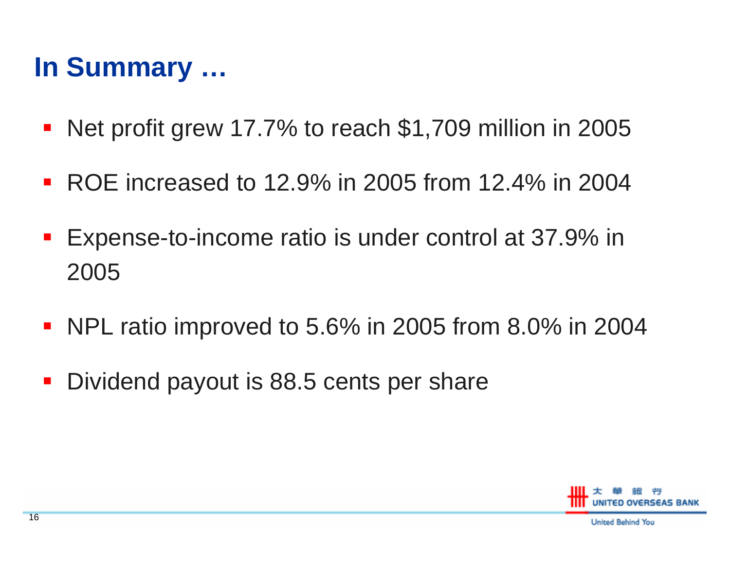# In Summary …

- Net profit grew 17.7% to reach $1,709 million in 2005
- ROE increased to 12.9% in 2005 from 12.4% in 2004
- Expense-to-income ratio is under control at 37.9% in 2005
- NPL ratio improved to 5.6% in 2005 from 8.0% in 2004
- Dividend payout is 88.5 cents per share